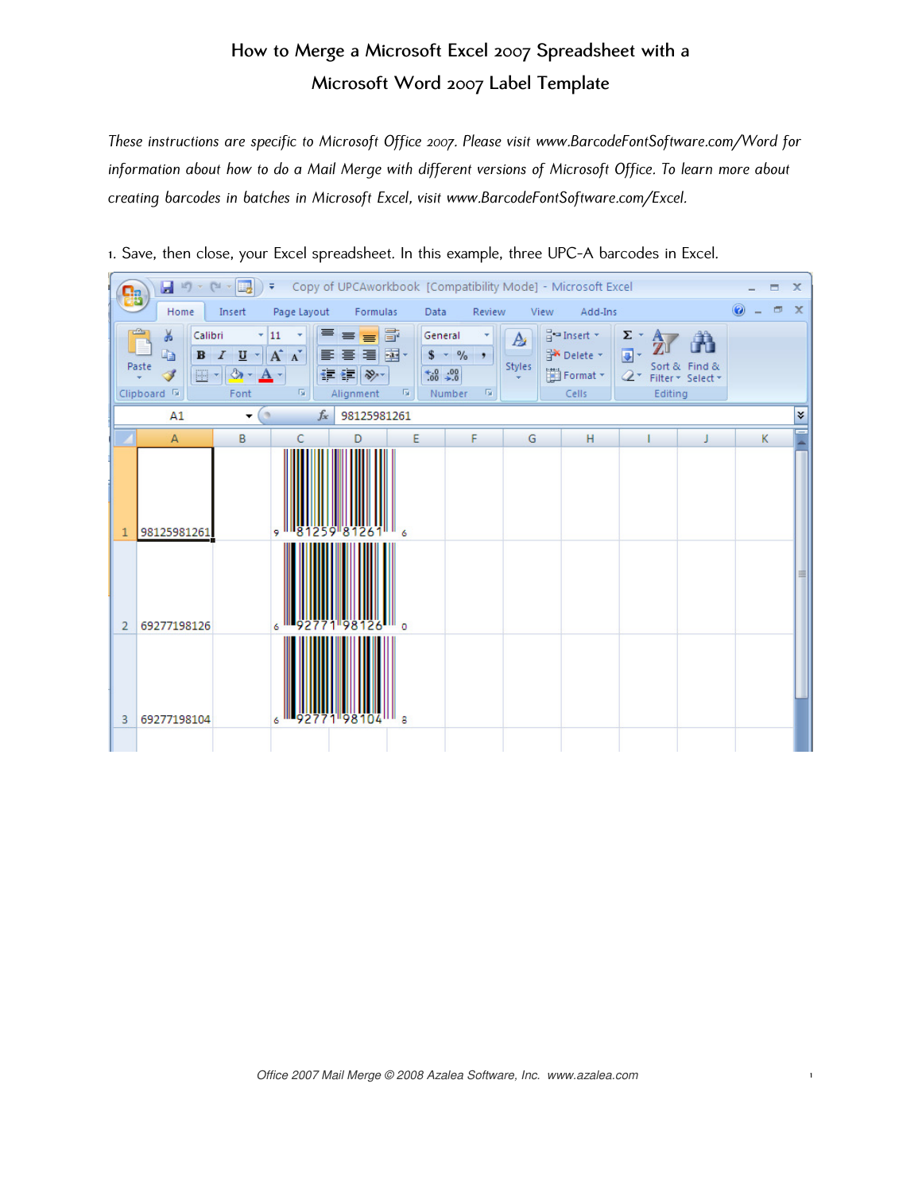# How to Merge a Microsoft Excel 2007 Spreadsheet with a Microsoft Word 2007 Label Template

*These instructions are specific to Microsoft Office 2007. Please visit www.BarcodeFontSoftware.com/Word for information about how to do a Mail Merge with different versions of Microsoft Office. To learn more about creating barcodes in batches in Microsoft Excel, visit www.BarcodeFontSoftware.com/Excel.*

1. Save, then close, your Excel spreadsheet. In this example, three UPC-A barcodes in Excel.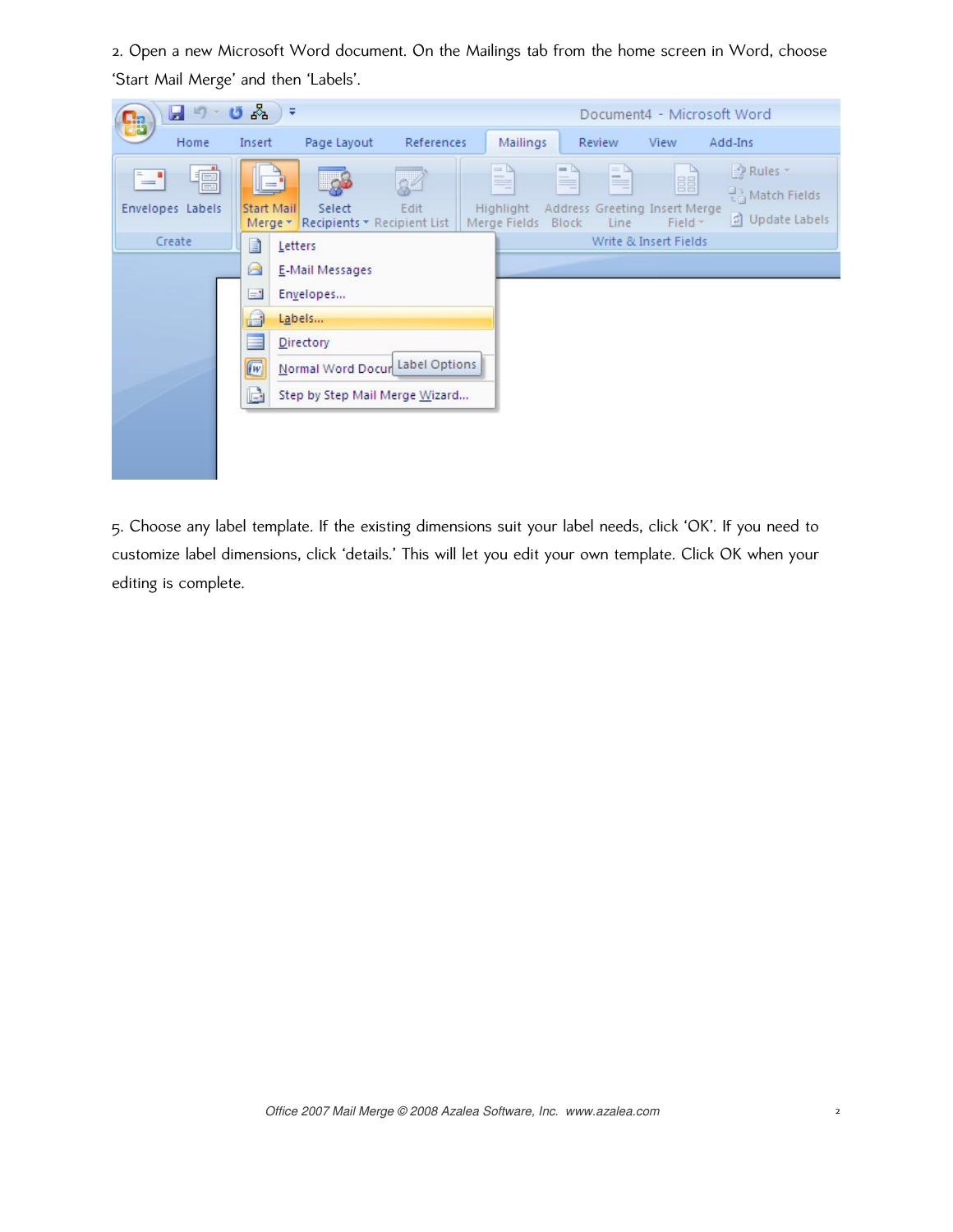2. Open a new Microsoft Word document. On the Mailings tab from the home screen in Word, choose 'Start Mail Merge' and then 'Labels'.

5. Choose any label template. If the existing dimensions suit your label needs, click 'OK'. If you need to customize label dimensions, click 'details.' This will let you edit your own template. Click OK when your editing is complete.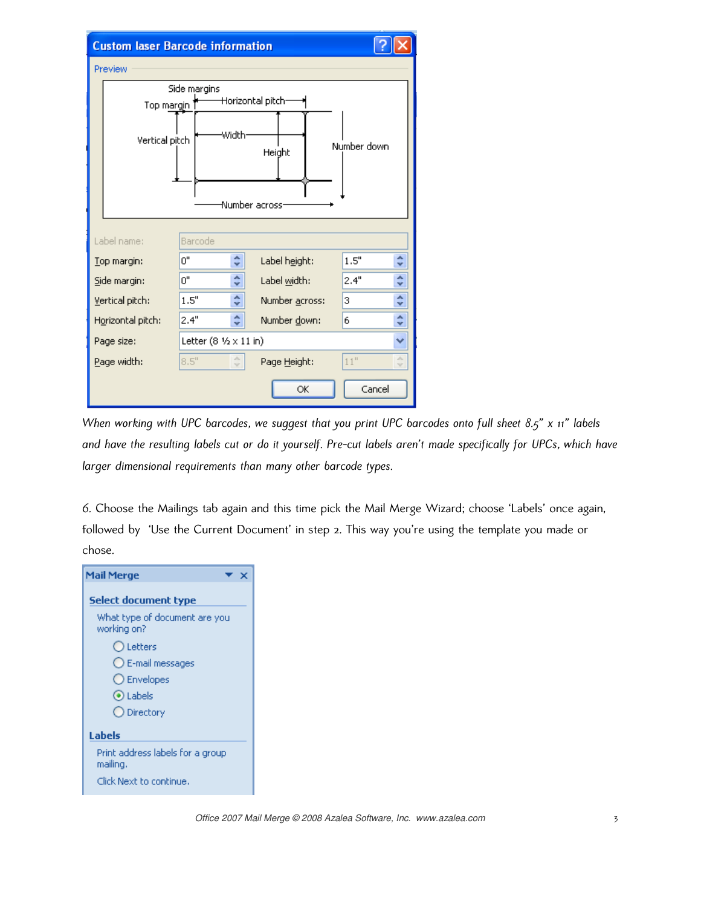*When working with UPC barcodes, we suggest that you print UPC barcodes onto full sheet 8.5" x 11" labels and have the resulting labels cut or do it yourself. Pre-cut labels aren't made specifically for UPCs, which have larger dimensional requirements than many other barcode types.*

6. Choose the Mailings tab again and this time pick the Mail Merge Wizard; choose 'Labels' once again, followed by 'Use the Current Document' in step 2. This way you're using the template you made or chose.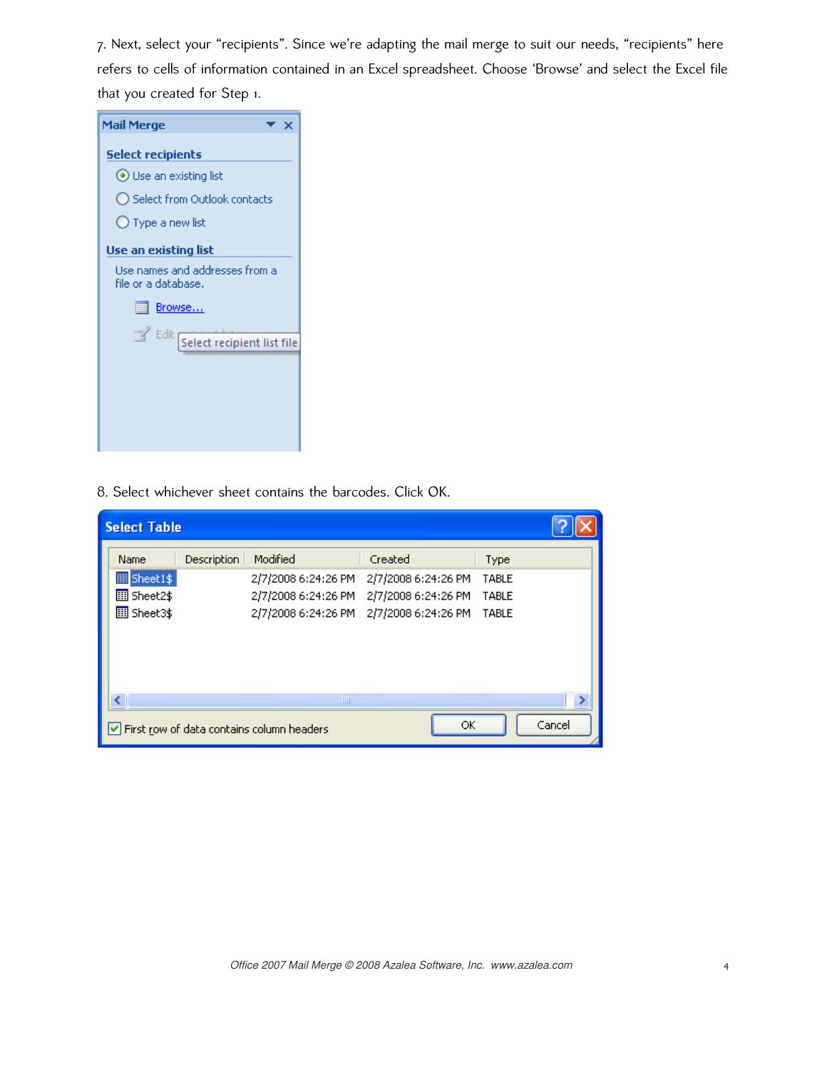7. Next, select your “recipients”. Since we’re adapting the mail merge to suit our needs, “recipients” here refers to cells of information contained in an Excel spreadsheet. Choose ‘Browse’ and select the Excel file that you created for Step 1.

8. Select whichever sheet contains the barcodes. Click OK.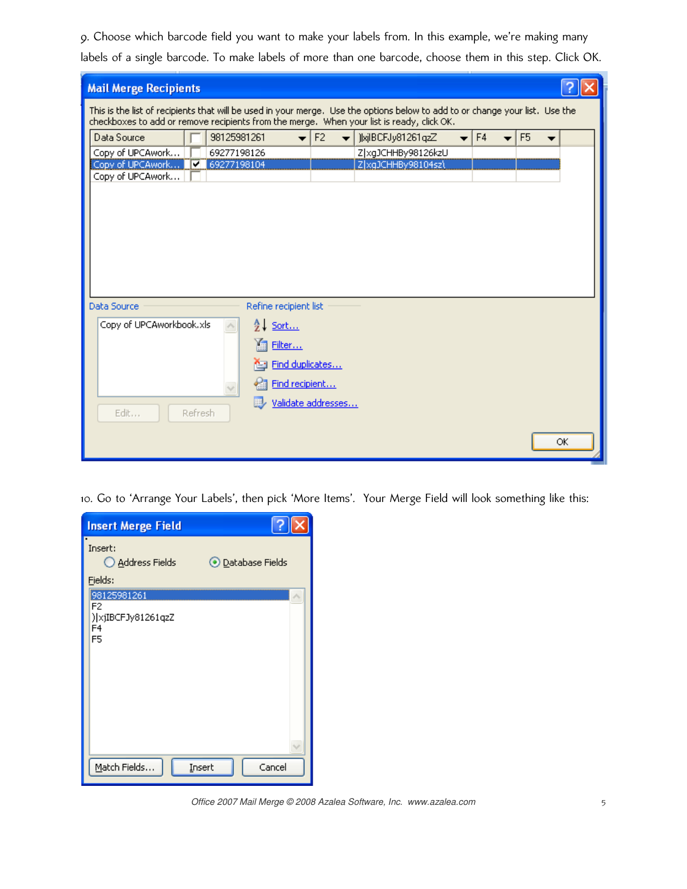9. Choose which barcode field you want to make your labels from. In this example, we're making many labels of a single barcode. To make labels of more than one barcode, choose them in this step. Click OK.

**Mail Merge Recipients**

This is the list of recipients that will be used in your merge. Use the options below to add to or change your list. Use the checkboxes to add or remove recipients from the merge. When your list is ready, click OK.

| Data Source | ☐ | 98125981261 | F2 | )|xjIBCFJy81261qzZ | F4 | F5 |
|---|---|---|---|---|---|---|
| Copy of UPCAwork... | ☐ | 69277198126 | | Z|xgJCHHBy98126kzU | | |
| Copy of UPCAwork... | ☑ | 69277198104 | | Z|xgJCHHBy98104szL | | |
| Copy of UPCAwork... | ☐ | | | | | |

Data Source: Copy of UPCAworkbook.xls

Edit... Refresh

Refine recipient list: Sort... Filter... Find duplicates... Find recipient... Validate addresses...

OK

10. Go to 'Arrange Your Labels', then pick 'More Items'. Your Merge Field will look something like this:

**Insert Merge Field**

Insert: ○ Address Fields ◉ Database Fields

Fields:
- 98125981261
- F2
- )|xjIBCFJy81261qzZ
- F4
- F5

Match Fields... Insert Cancel

*Office 2007 Mail Merge © 2008 Azalea Software, Inc. www.azalea.com*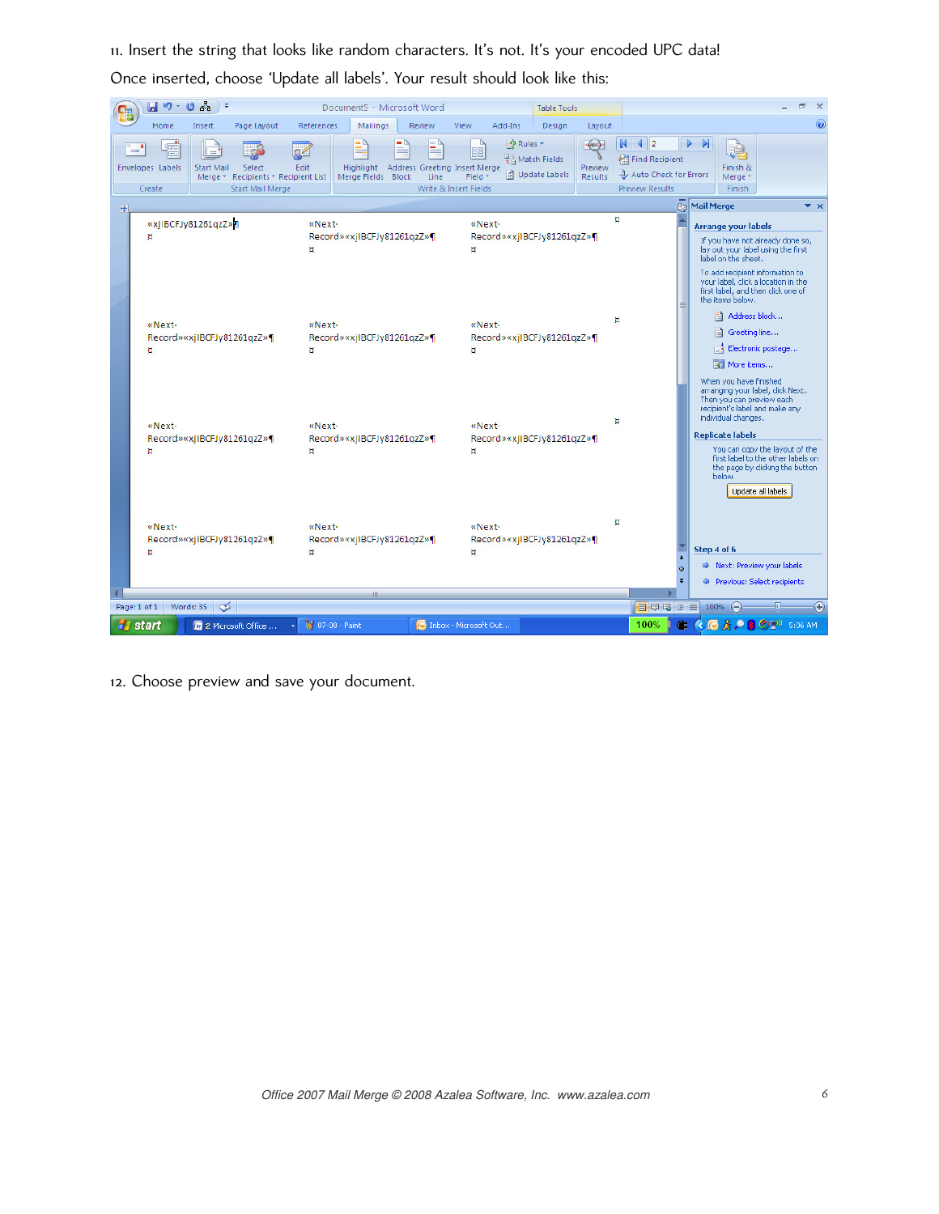11. Insert the string that looks like random characters. It's not. It's your encoded UPC data!

Once inserted, choose 'Update all labels'. Your result should look like this:

12. Choose preview and save your document.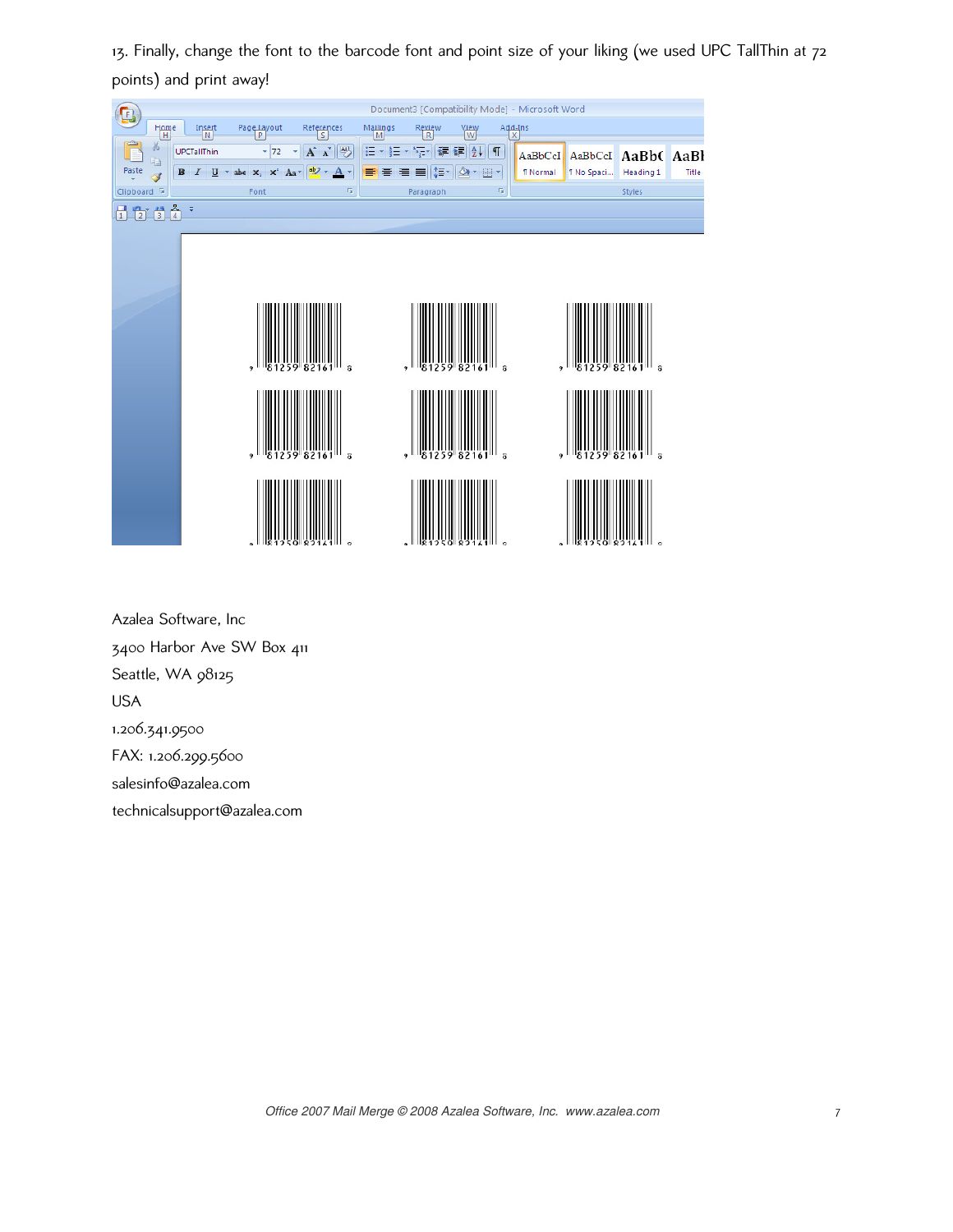13. Finally, change the font to the barcode font and point size of your liking (we used UPC TallThin at 72 points) and print away!

Azalea Software, Inc

3400 Harbor Ave SW Box 411

Seattle, WA 98125

USA

1.206.341.9500

FAX: 1.206.299.5600

salesinfo@azalea.com

technicalsupport@azalea.com